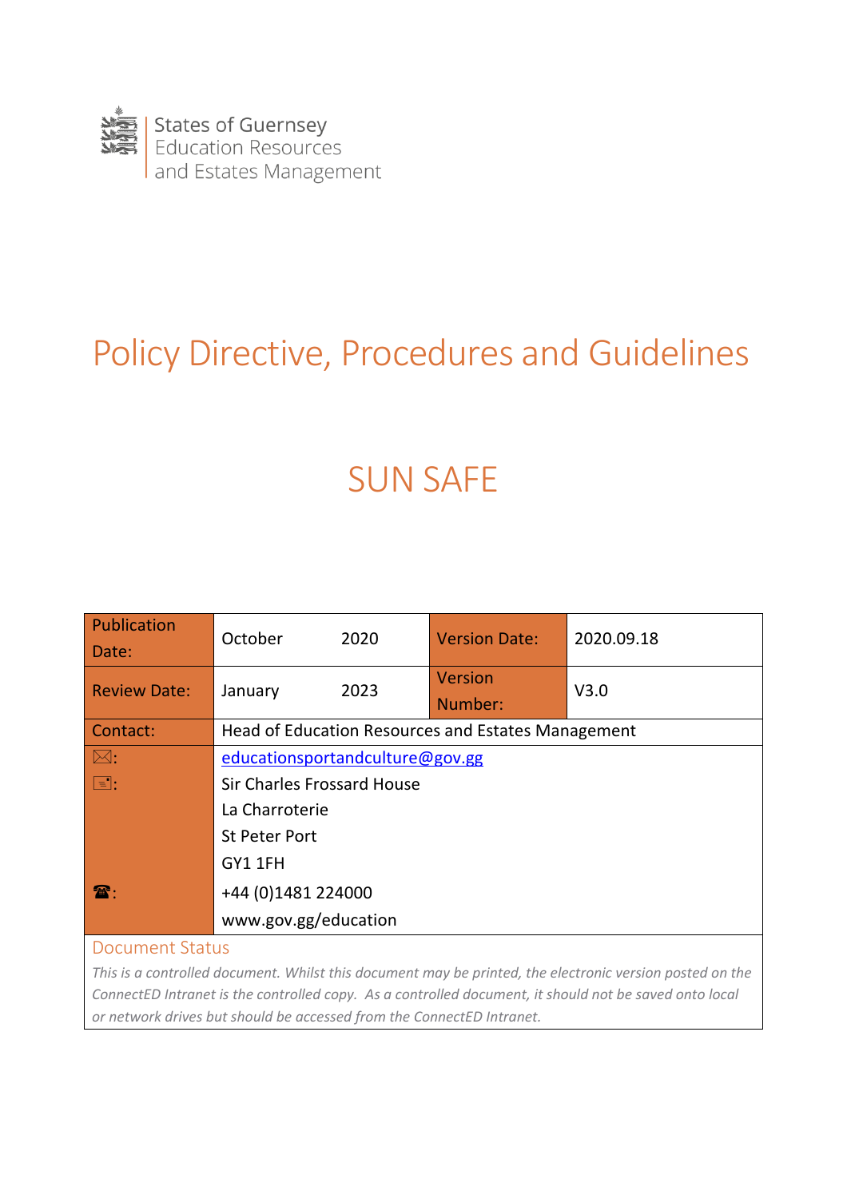States of Guernsey
Education Resources
and Estates Management

# Policy Directive, Procedures and Guidelines

# SUN SAFE

| Publication Date: | October 2020 | Version Date: | 2020.09.18 |
|---|---|---|---|
| Review Date: | January 2023 | Version Number: | V3.0 |
| Contact: | Head of Education Resources and Estates Management | | |
| ✉: | educationsportandculture@gov.gg | | |
| 📇: | Sir Charles Frossard House<br>La Charroterie<br>St Peter Port<br>GY1 1FH | | |
| ☎: | +44 (0)1481 224000<br>www.gov.gg/education | | |

## Document Status

*This is a controlled document. Whilst this document may be printed, the electronic version posted on the ConnectED Intranet is the controlled copy. As a controlled document, it should not be saved onto local or network drives but should be accessed from the ConnectED Intranet.*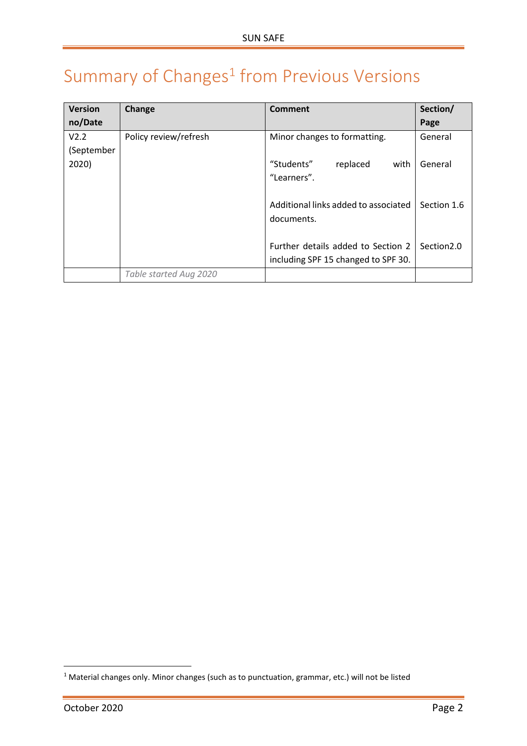# Summary of Changes[1] from Previous Versions

| Version no/Date | Change | Comment | Section/ Page |
|---|---|---|---|
| V2.2 (September 2020) | Policy review/refresh | Minor changes to formatting. | General |
| | | "Students" replaced with "Learners". | General |
| | | Additional links added to associated documents. | Section 1.6 |
| | | Further details added to Section 2 including SPF 15 changed to SPF 30. | Section2.0 |
| | *Table started Aug 2020* | | |

[1] Material changes only. Minor changes (such as to punctuation, grammar, etc.) will not be listed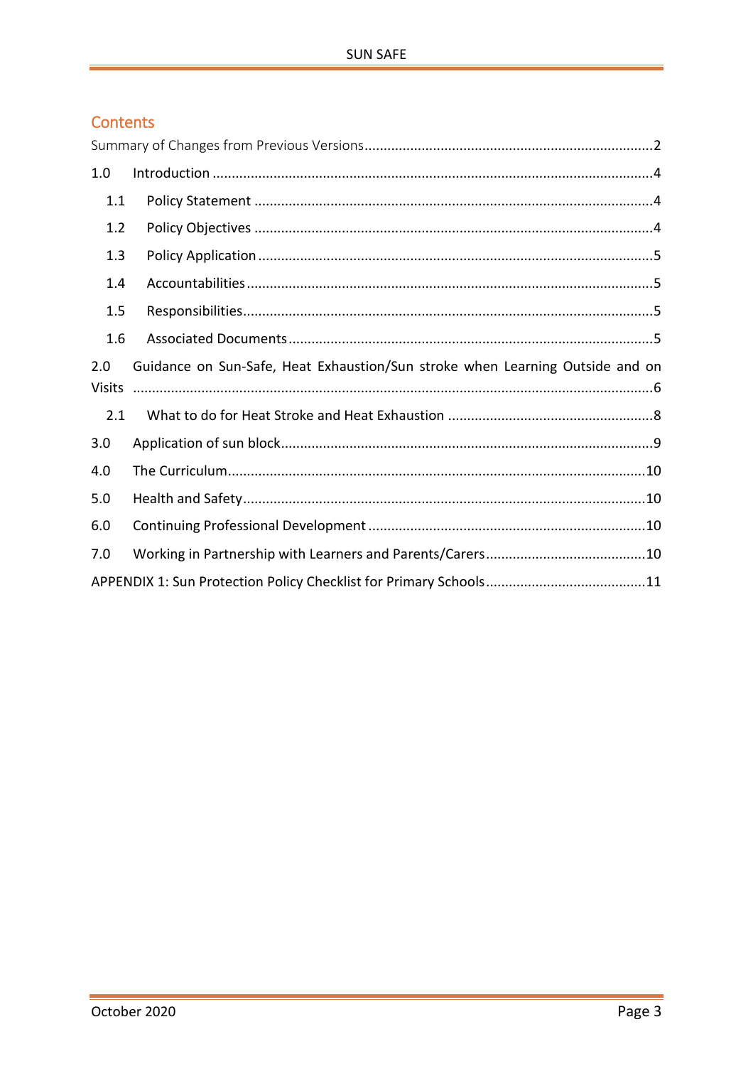## Contents

Summary of Changes from Previous Versions ........................................................................... 2

1.0 Introduction ................................................................................................................... 4

- 1.1 Policy Statement ....................................................................................................... 4
- 1.2 Policy Objectives ....................................................................................................... 4
- 1.3 Policy Application ...................................................................................................... 5
- 1.4 Accountabilities ......................................................................................................... 5
- 1.5 Responsibilities .......................................................................................................... 5
- 1.6 Associated Documents .............................................................................................. 5

2.0 Guidance on Sun-Safe, Heat Exhaustion/Sun stroke when Learning Outside and on Visits ...................................................................................................................................... 6

- 2.1 What to do for Heat Stroke and Heat Exhaustion ..................................................... 8

3.0 Application of sun block ................................................................................................. 9

4.0 The Curriculum ............................................................................................................ 10

5.0 Health and Safety ........................................................................................................ 10

6.0 Continuing Professional Development ....................................................................... 10

7.0 Working in Partnership with Learners and Parents/Carers .......................................... 10

APPENDIX 1: Sun Protection Policy Checklist for Primary Schools ......................................... 11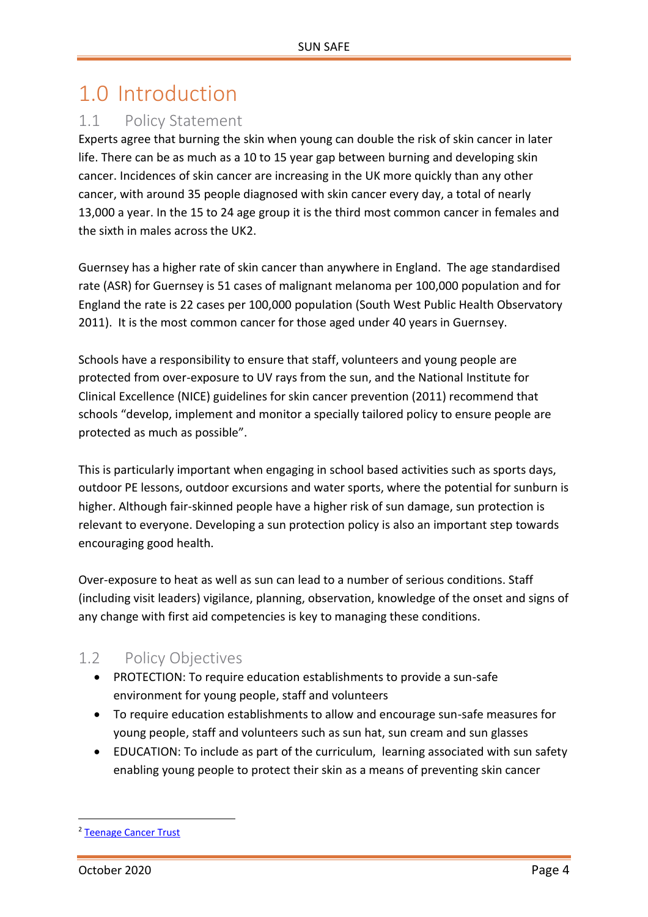# 1.0 Introduction

## 1.1 Policy Statement

Experts agree that burning the skin when young can double the risk of skin cancer in later life. There can be as much as a 10 to 15 year gap between burning and developing skin cancer. Incidences of skin cancer are increasing in the UK more quickly than any other cancer, with around 35 people diagnosed with skin cancer every day, a total of nearly 13,000 a year. In the 15 to 24 age group it is the third most common cancer in females and the sixth in males across the UK[2].

Guernsey has a higher rate of skin cancer than anywhere in England. The age standardised rate (ASR) for Guernsey is 51 cases of malignant melanoma per 100,000 population and for England the rate is 22 cases per 100,000 population (South West Public Health Observatory 2011). It is the most common cancer for those aged under 40 years in Guernsey.

Schools have a responsibility to ensure that staff, volunteers and young people are protected from over-exposure to UV rays from the sun, and the National Institute for Clinical Excellence (NICE) guidelines for skin cancer prevention (2011) recommend that schools "develop, implement and monitor a specially tailored policy to ensure people are protected as much as possible".

This is particularly important when engaging in school based activities such as sports days, outdoor PE lessons, outdoor excursions and water sports, where the potential for sunburn is higher. Although fair-skinned people have a higher risk of sun damage, sun protection is relevant to everyone. Developing a sun protection policy is also an important step towards encouraging good health.

Over-exposure to heat as well as sun can lead to a number of serious conditions. Staff (including visit leaders) vigilance, planning, observation, knowledge of the onset and signs of any change with first aid competencies is key to managing these conditions.

## 1.2 Policy Objectives

- PROTECTION: To require education establishments to provide a sun-safe environment for young people, staff and volunteers
- To require education establishments to allow and encourage sun-safe measures for young people, staff and volunteers such as sun hat, sun cream and sun glasses
- EDUCATION: To include as part of the curriculum, learning associated with sun safety enabling young people to protect their skin as a means of preventing skin cancer

[2] Teenage Cancer Trust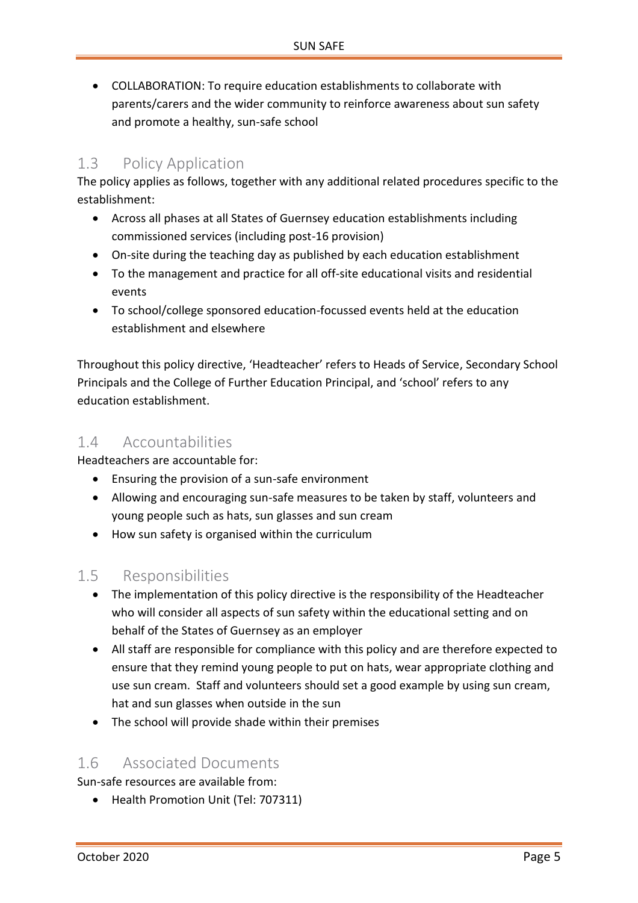- COLLABORATION: To require education establishments to collaborate with parents/carers and the wider community to reinforce awareness about sun safety and promote a healthy, sun-safe school

## 1.3 Policy Application

The policy applies as follows, together with any additional related procedures specific to the establishment:

- Across all phases at all States of Guernsey education establishments including commissioned services (including post-16 provision)
- On-site during the teaching day as published by each education establishment
- To the management and practice for all off-site educational visits and residential events
- To school/college sponsored education-focussed events held at the education establishment and elsewhere

Throughout this policy directive, 'Headteacher' refers to Heads of Service, Secondary School Principals and the College of Further Education Principal, and 'school' refers to any education establishment.

## 1.4 Accountabilities

Headteachers are accountable for:

- Ensuring the provision of a sun-safe environment
- Allowing and encouraging sun-safe measures to be taken by staff, volunteers and young people such as hats, sun glasses and sun cream
- How sun safety is organised within the curriculum

## 1.5 Responsibilities

- The implementation of this policy directive is the responsibility of the Headteacher who will consider all aspects of sun safety within the educational setting and on behalf of the States of Guernsey as an employer
- All staff are responsible for compliance with this policy and are therefore expected to ensure that they remind young people to put on hats, wear appropriate clothing and use sun cream. Staff and volunteers should set a good example by using sun cream, hat and sun glasses when outside in the sun
- The school will provide shade within their premises

## 1.6 Associated Documents

Sun-safe resources are available from:

- Health Promotion Unit (Tel: 707311)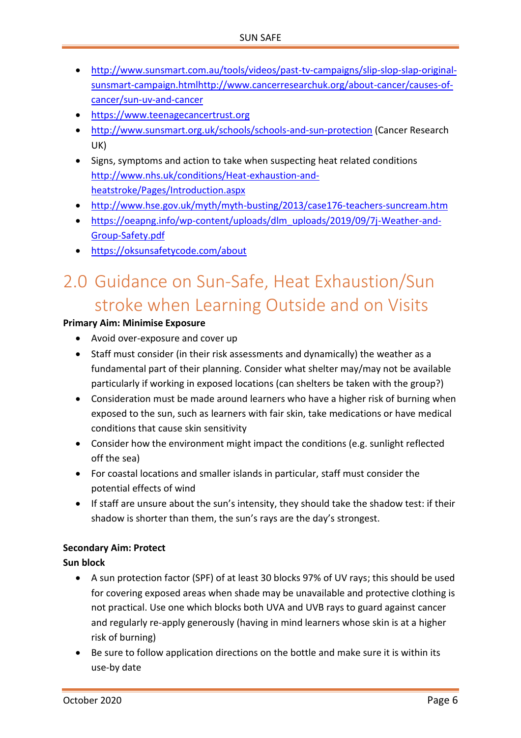- http://www.sunsmart.com.au/tools/videos/past-tv-campaigns/slip-slop-slap-original-sunsmart-campaign.htmlhttp://www.cancerresearchuk.org/about-cancer/causes-of-cancer/sun-uv-and-cancer
- https://www.teenagecancertrust.org
- http://www.sunsmart.org.uk/schools/schools-and-sun-protection (Cancer Research UK)
- Signs, symptoms and action to take when suspecting heat related conditions http://www.nhs.uk/conditions/Heat-exhaustion-and-heatstroke/Pages/Introduction.aspx
- http://www.hse.gov.uk/myth/myth-busting/2013/case176-teachers-suncream.htm
- https://oeapng.info/wp-content/uploads/dlm_uploads/2019/09/7j-Weather-and-Group-Safety.pdf
- https://oksunsafetycode.com/about

# 2.0 Guidance on Sun-Safe, Heat Exhaustion/Sun stroke when Learning Outside and on Visits

**Primary Aim: Minimise Exposure**

- Avoid over-exposure and cover up
- Staff must consider (in their risk assessments and dynamically) the weather as a fundamental part of their planning. Consider what shelter may/may not be available particularly if working in exposed locations (can shelters be taken with the group?)
- Consideration must be made around learners who have a higher risk of burning when exposed to the sun, such as learners with fair skin, take medications or have medical conditions that cause skin sensitivity
- Consider how the environment might impact the conditions (e.g. sunlight reflected off the sea)
- For coastal locations and smaller islands in particular, staff must consider the potential effects of wind
- If staff are unsure about the sun's intensity, they should take the shadow test: if their shadow is shorter than them, the sun's rays are the day's strongest.

**Secondary Aim: Protect**

**Sun block**

- A sun protection factor (SPF) of at least 30 blocks 97% of UV rays; this should be used for covering exposed areas when shade may be unavailable and protective clothing is not practical. Use one which blocks both UVA and UVB rays to guard against cancer and regularly re-apply generously (having in mind learners whose skin is at a higher risk of burning)
- Be sure to follow application directions on the bottle and make sure it is within its use-by date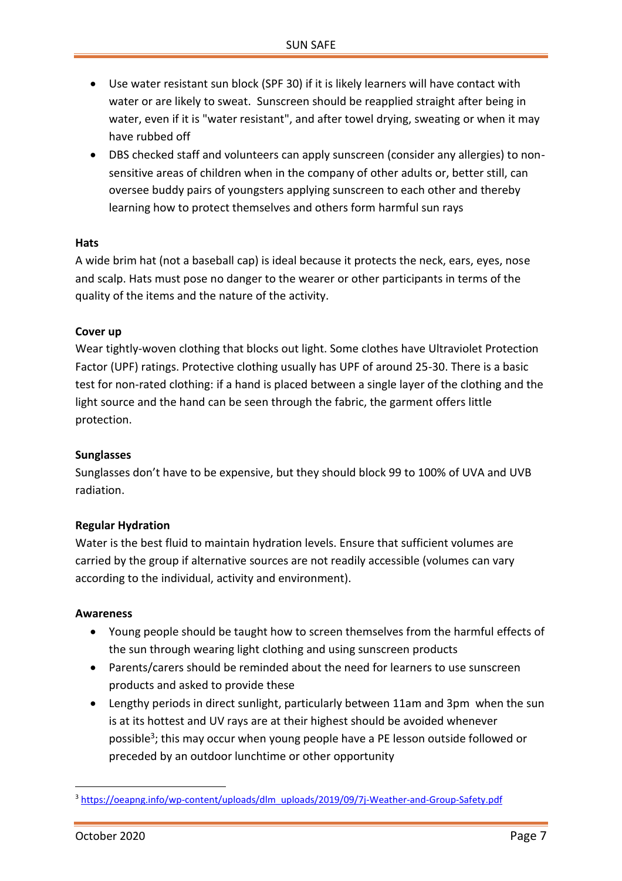- Use water resistant sun block (SPF 30) if it is likely learners will have contact with water or are likely to sweat. Sunscreen should be reapplied straight after being in water, even if it is "water resistant", and after towel drying, sweating or when it may have rubbed off
- DBS checked staff and volunteers can apply sunscreen (consider any allergies) to non-sensitive areas of children when in the company of other adults or, better still, can oversee buddy pairs of youngsters applying sunscreen to each other and thereby learning how to protect themselves and others form harmful sun rays

**Hats**

A wide brim hat (not a baseball cap) is ideal because it protects the neck, ears, eyes, nose and scalp. Hats must pose no danger to the wearer or other participants in terms of the quality of the items and the nature of the activity.

**Cover up**

Wear tightly-woven clothing that blocks out light. Some clothes have Ultraviolet Protection Factor (UPF) ratings. Protective clothing usually has UPF of around 25-30. There is a basic test for non-rated clothing: if a hand is placed between a single layer of the clothing and the light source and the hand can be seen through the fabric, the garment offers little protection.

**Sunglasses**

Sunglasses don't have to be expensive, but they should block 99 to 100% of UVA and UVB radiation.

**Regular Hydration**

Water is the best fluid to maintain hydration levels. Ensure that sufficient volumes are carried by the group if alternative sources are not readily accessible (volumes can vary according to the individual, activity and environment).

**Awareness**

- Young people should be taught how to screen themselves from the harmful effects of the sun through wearing light clothing and using sunscreen products
- Parents/carers should be reminded about the need for learners to use sunscreen products and asked to provide these
- Lengthy periods in direct sunlight, particularly between 11am and 3pm when the sun is at its hottest and UV rays are at their highest should be avoided whenever possible[3]; this may occur when young people have a PE lesson outside followed or preceded by an outdoor lunchtime or other opportunity

---

[3] https://oeapng.info/wp-content/uploads/dlm_uploads/2019/09/7j-Weather-and-Group-Safety.pdf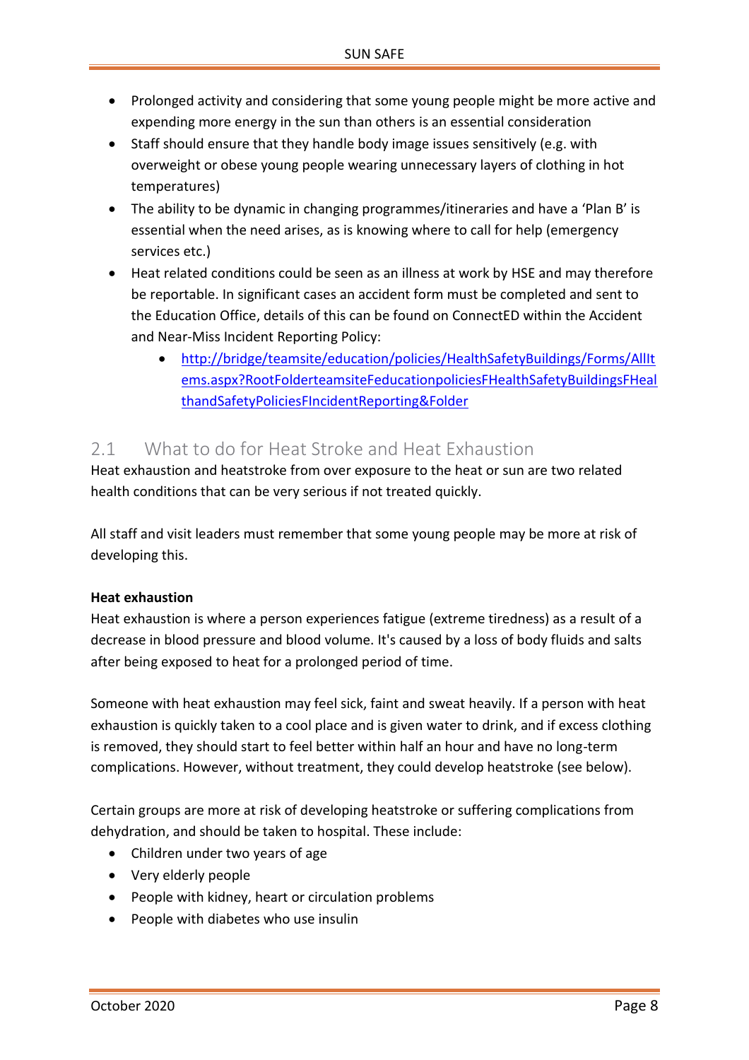- Prolonged activity and considering that some young people might be more active and expending more energy in the sun than others is an essential consideration
- Staff should ensure that they handle body image issues sensitively (e.g. with overweight or obese young people wearing unnecessary layers of clothing in hot temperatures)
- The ability to be dynamic in changing programmes/itineraries and have a 'Plan B' is essential when the need arises, as is knowing where to call for help (emergency services etc.)
- Heat related conditions could be seen as an illness at work by HSE and may therefore be reportable. In significant cases an accident form must be completed and sent to the Education Office, details of this can be found on ConnectED within the Accident and Near-Miss Incident Reporting Policy:
  - [http://bridge/teamsite/education/policies/HealthSafetyBuildings/Forms/AllItems.aspx?RootFolderteamsiteFeducationpoliciesFHealthSafetyBuildingsFHealthandSafetyPoliciesFIncidentReporting&Folder](http://bridge/teamsite/education/policies/HealthSafetyBuildings/Forms/AllItems.aspx?RootFolderteamsiteFeducationpoliciesFHealthSafetyBuildingsFHealthandSafetyPoliciesFIncidentReporting&Folder)

## 2.1 What to do for Heat Stroke and Heat Exhaustion

Heat exhaustion and heatstroke from over exposure to the heat or sun are two related health conditions that can be very serious if not treated quickly.

All staff and visit leaders must remember that some young people may be more at risk of developing this.

**Heat exhaustion**

Heat exhaustion is where a person experiences fatigue (extreme tiredness) as a result of a decrease in blood pressure and blood volume. It's caused by a loss of body fluids and salts after being exposed to heat for a prolonged period of time.

Someone with heat exhaustion may feel sick, faint and sweat heavily. If a person with heat exhaustion is quickly taken to a cool place and is given water to drink, and if excess clothing is removed, they should start to feel better within half an hour and have no long-term complications. However, without treatment, they could develop heatstroke (see below).

Certain groups are more at risk of developing heatstroke or suffering complications from dehydration, and should be taken to hospital. These include:

- Children under two years of age
- Very elderly people
- People with kidney, heart or circulation problems
- People with diabetes who use insulin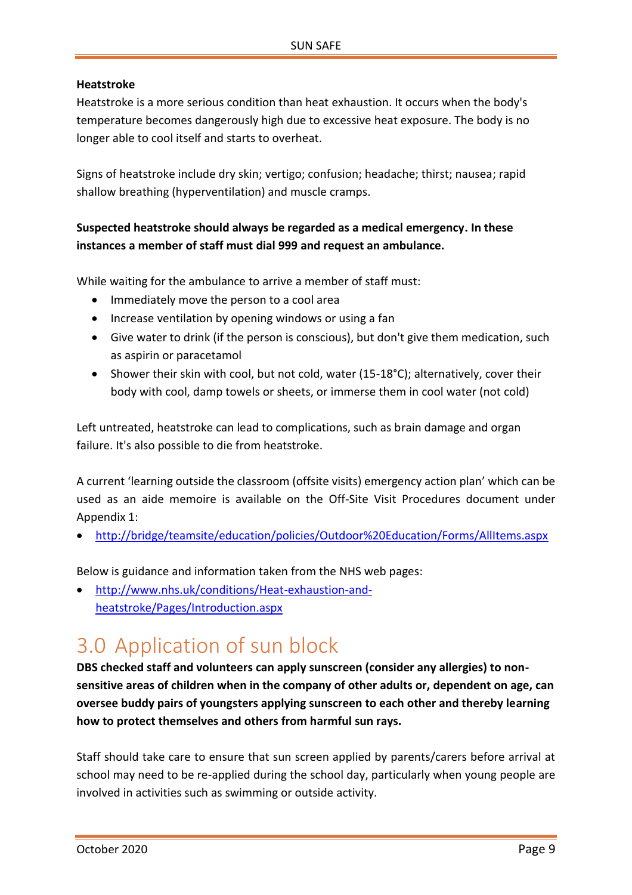**Heatstroke**

Heatstroke is a more serious condition than heat exhaustion. It occurs when the body's temperature becomes dangerously high due to excessive heat exposure. The body is no longer able to cool itself and starts to overheat.

Signs of heatstroke include dry skin; vertigo; confusion; headache; thirst; nausea; rapid shallow breathing (hyperventilation) and muscle cramps.

**Suspected heatstroke should always be regarded as a medical emergency. In these instances a member of staff must dial 999 and request an ambulance.**

While waiting for the ambulance to arrive a member of staff must:

- Immediately move the person to a cool area
- Increase ventilation by opening windows or using a fan
- Give water to drink (if the person is conscious), but don't give them medication, such as aspirin or paracetamol
- Shower their skin with cool, but not cold, water (15-18°C); alternatively, cover their body with cool, damp towels or sheets, or immerse them in cool water (not cold)

Left untreated, heatstroke can lead to complications, such as brain damage and organ failure. It's also possible to die from heatstroke.

A current 'learning outside the classroom (offsite visits) emergency action plan' which can be used as an aide memoire is available on the Off-Site Visit Procedures document under Appendix 1:

- http://bridge/teamsite/education/policies/Outdoor%20Education/Forms/AllItems.aspx

Below is guidance and information taken from the NHS web pages:

- http://www.nhs.uk/conditions/Heat-exhaustion-and-heatstroke/Pages/Introduction.aspx

# 3.0 Application of sun block

**DBS checked staff and volunteers can apply sunscreen (consider any allergies) to non-sensitive areas of children when in the company of other adults or, dependent on age, can oversee buddy pairs of youngsters applying sunscreen to each other and thereby learning how to protect themselves and others from harmful sun rays.**

Staff should take care to ensure that sun screen applied by parents/carers before arrival at school may need to be re-applied during the school day, particularly when young people are involved in activities such as swimming or outside activity.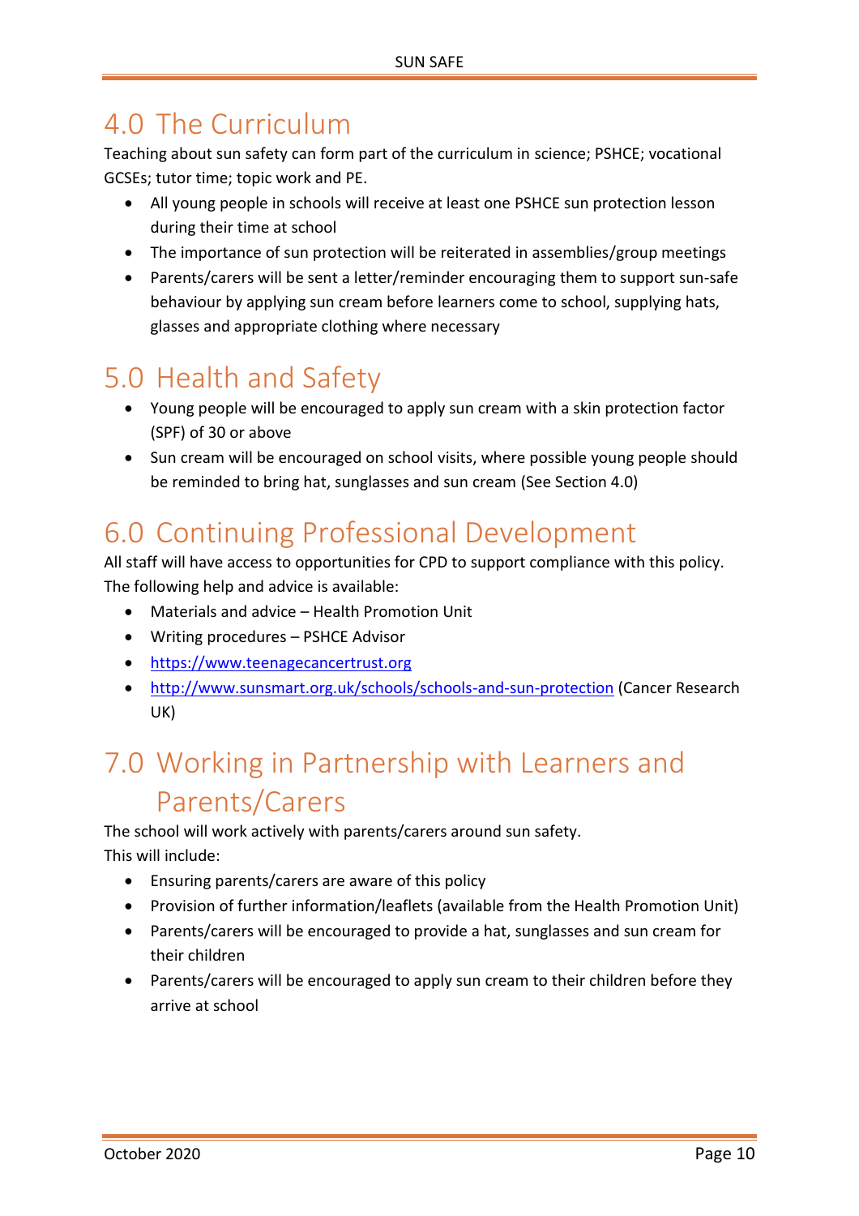# 4.0 The Curriculum

Teaching about sun safety can form part of the curriculum in science; PSHCE; vocational GCSEs; tutor time; topic work and PE.

- All young people in schools will receive at least one PSHCE sun protection lesson during their time at school
- The importance of sun protection will be reiterated in assemblies/group meetings
- Parents/carers will be sent a letter/reminder encouraging them to support sun-safe behaviour by applying sun cream before learners come to school, supplying hats, glasses and appropriate clothing where necessary

# 5.0 Health and Safety

- Young people will be encouraged to apply sun cream with a skin protection factor (SPF) of 30 or above
- Sun cream will be encouraged on school visits, where possible young people should be reminded to bring hat, sunglasses and sun cream (See Section 4.0)

# 6.0 Continuing Professional Development

All staff will have access to opportunities for CPD to support compliance with this policy. The following help and advice is available:

- Materials and advice – Health Promotion Unit
- Writing procedures – PSHCE Advisor
- https://www.teenagecancertrust.org
- http://www.sunsmart.org.uk/schools/schools-and-sun-protection (Cancer Research UK)

# 7.0 Working in Partnership with Learners and Parents/Carers

The school will work actively with parents/carers around sun safety.
This will include:

- Ensuring parents/carers are aware of this policy
- Provision of further information/leaflets (available from the Health Promotion Unit)
- Parents/carers will be encouraged to provide a hat, sunglasses and sun cream for their children
- Parents/carers will be encouraged to apply sun cream to their children before they arrive at school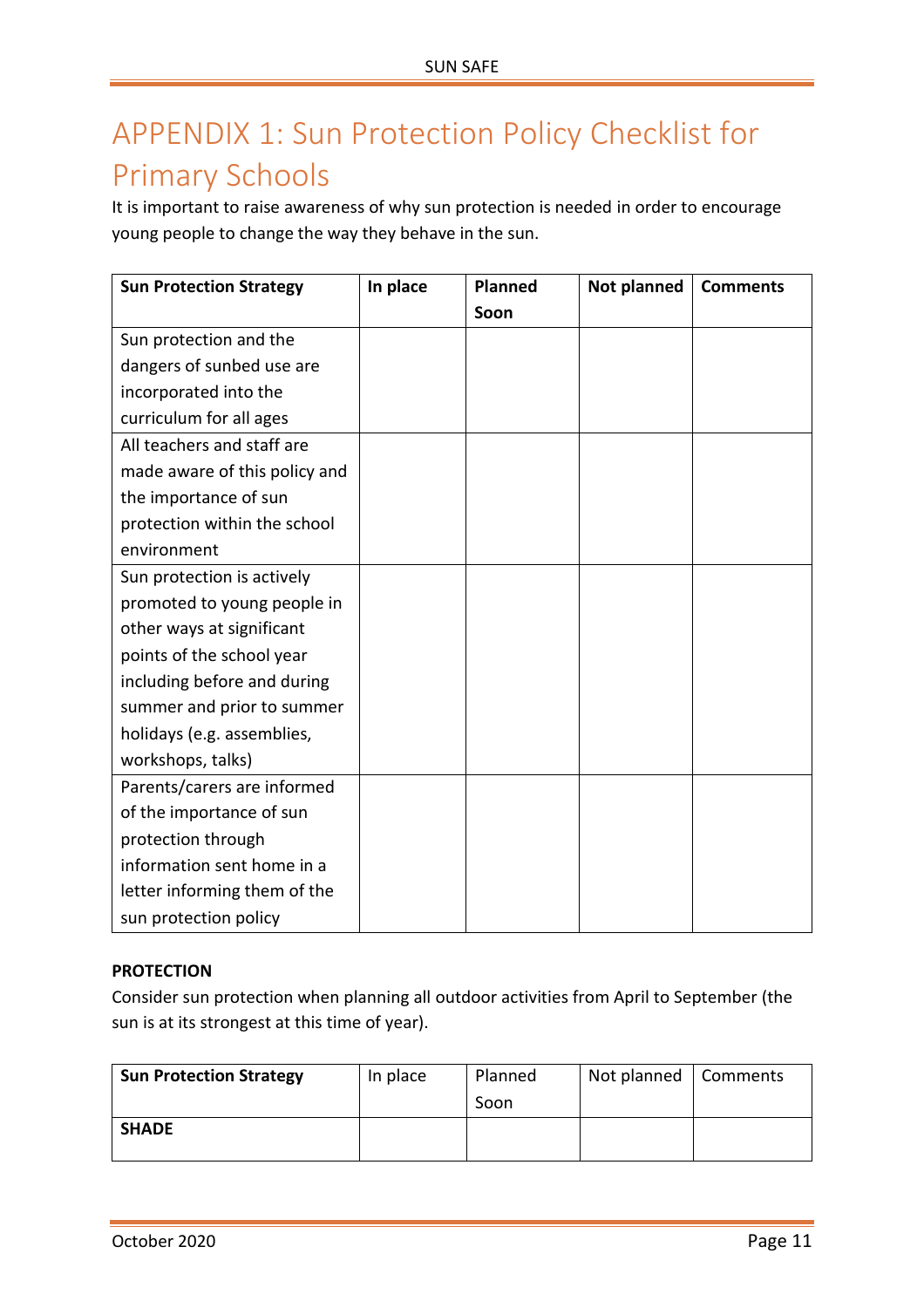# APPENDIX 1: Sun Protection Policy Checklist for Primary Schools

It is important to raise awareness of why sun protection is needed in order to encourage young people to change the way they behave in the sun.

| Sun Protection Strategy | In place | Planned Soon | Not planned | Comments |
|---|---|---|---|---|
| Sun protection and the dangers of sunbed use are incorporated into the curriculum for all ages | | | | |
| All teachers and staff are made aware of this policy and the importance of sun protection within the school environment | | | | |
| Sun protection is actively promoted to young people in other ways at significant points of the school year including before and during summer and prior to summer holidays (e.g. assemblies, workshops, talks) | | | | |
| Parents/carers are informed of the importance of sun protection through information sent home in a letter informing them of the sun protection policy | | | | |

**PROTECTION**

Consider sun protection when planning all outdoor activities from April to September (the sun is at its strongest at this time of year).

| Sun Protection Strategy | In place | Planned Soon | Not planned | Comments |
|---|---|---|---|---|
| **SHADE** | | | | |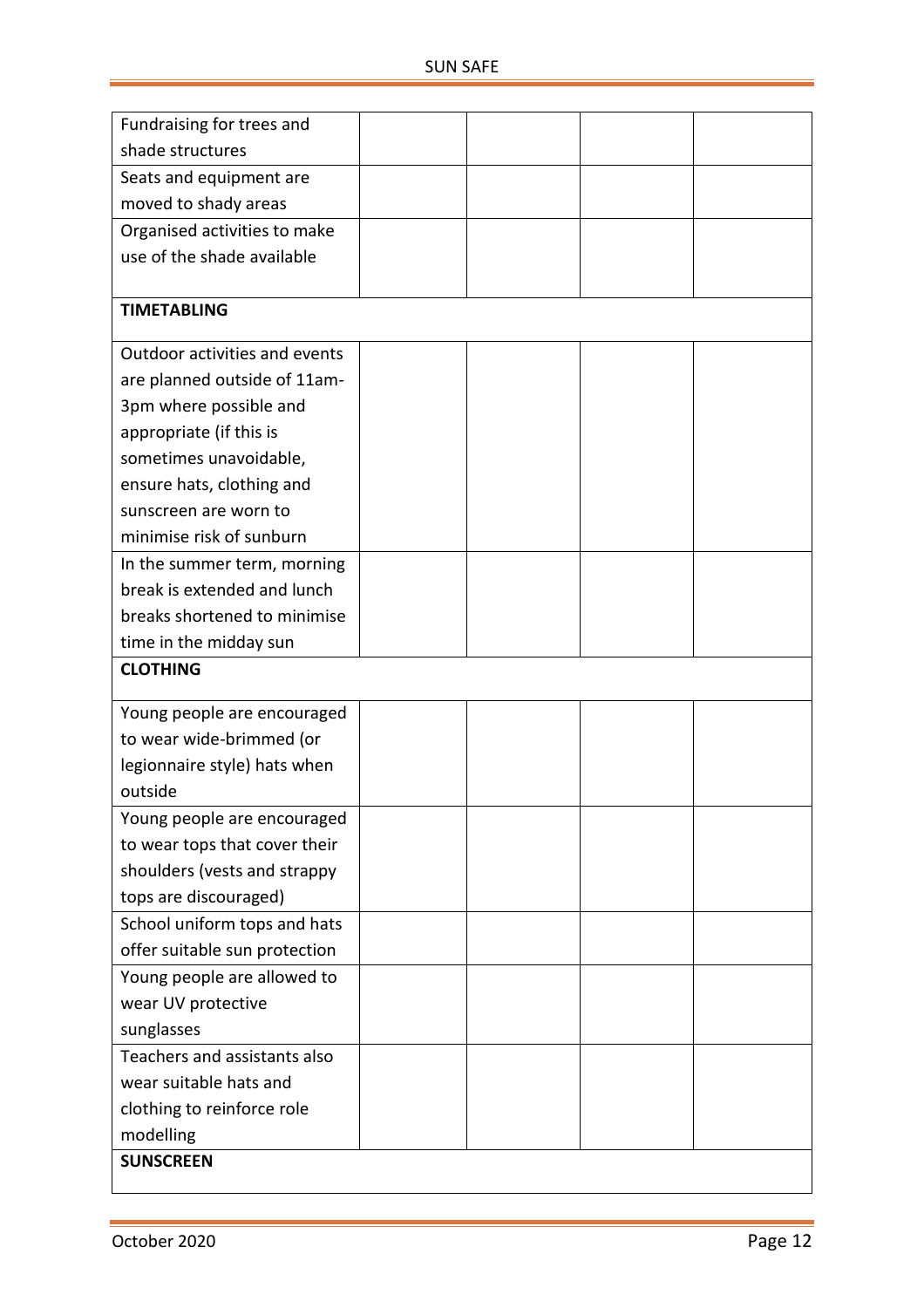| | | | | |
|---|---|---|---|---|
| Fundraising for trees and shade structures | | | | |
| Seats and equipment are moved to shady areas | | | | |
| Organised activities to make use of the shade available | | | | |
| **TIMETABLING** | | | | |
| Outdoor activities and events are planned outside of 11am-3pm where possible and appropriate (if this is sometimes unavoidable, ensure hats, clothing and sunscreen are worn to minimise risk of sunburn | | | | |
| In the summer term, morning break is extended and lunch breaks shortened to minimise time in the midday sun | | | | |
| **CLOTHING** | | | | |
| Young people are encouraged to wear wide-brimmed (or legionnaire style) hats when outside | | | | |
| Young people are encouraged to wear tops that cover their shoulders (vests and strappy tops are discouraged) | | | | |
| School uniform tops and hats offer suitable sun protection | | | | |
| Young people are allowed to wear UV protective sunglasses | | | | |
| Teachers and assistants also wear suitable hats and clothing to reinforce role modelling | | | | |
| **SUNSCREEN** | | | | |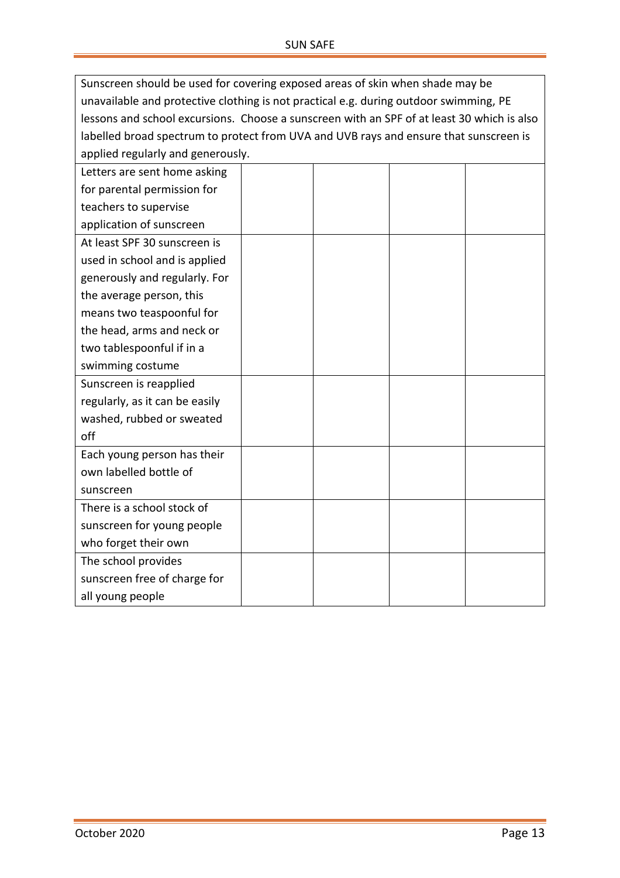| | | | | |
|---|---|---|---|---|
| Sunscreen should be used for covering exposed areas of skin when shade may be unavailable and protective clothing is not practical e.g. during outdoor swimming, PE lessons and school excursions. Choose a sunscreen with an SPF of at least 30 which is also labelled broad spectrum to protect from UVA and UVB rays and ensure that sunscreen is applied regularly and generously. | | | | |
| Letters are sent home asking for parental permission for teachers to supervise application of sunscreen | | | | |
| At least SPF 30 sunscreen is used in school and is applied generously and regularly. For the average person, this means two teaspoonful for the head, arms and neck or two tablespoonful if in a swimming costume | | | | |
| Sunscreen is reapplied regularly, as it can be easily washed, rubbed or sweated off | | | | |
| Each young person has their own labelled bottle of sunscreen | | | | |
| There is a school stock of sunscreen for young people who forget their own | | | | |
| The school provides sunscreen free of charge for all young people | | | | |